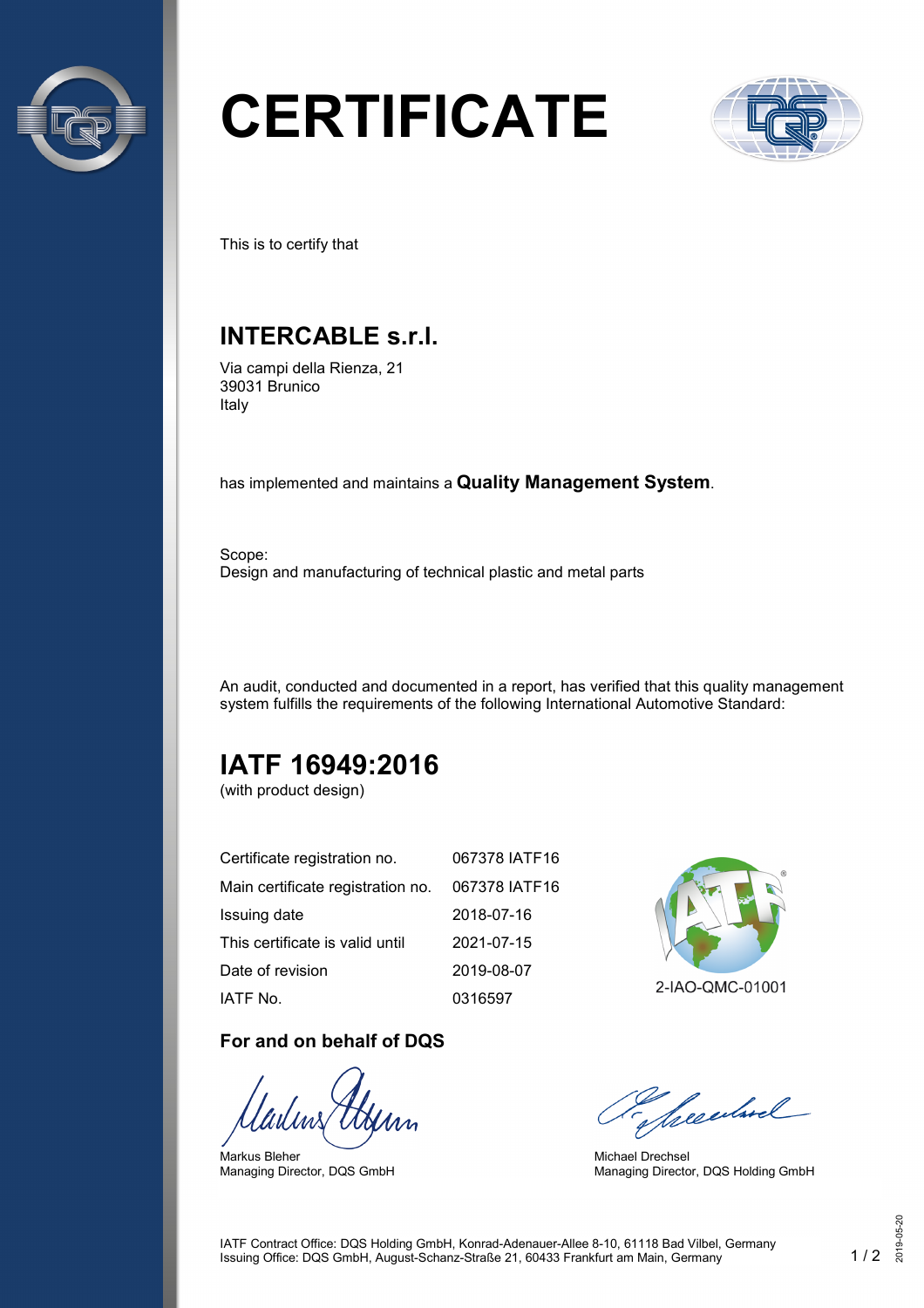# CERTIFICATE

This is to certify that

## INTERCABLE s.r.l.

Via campi della Rienza, 21
39031 Brunico
Italy

has implemented and maintains a **Quality Management System**.

Scope:
Design and manufacturing of technical plastic and metal parts

An audit, conducted and documented in a report, has verified that this quality management system fulfills the requirements of the following International Automotive Standard:

## IATF 16949:2016

(with product design)

| | |
|---|---|
| Certificate registration no. | 067378 IATF16 |
| Main certificate registration no. | 067378 IATF16 |
| Issuing date | 2018-07-16 |
| This certificate is valid until | 2021-07-15 |
| Date of revision | 2019-08-07 |
| IATF No. | 0316597 |

2-IAO-QMC-01001

**For and on behalf of DQS**

Markus Bleher
Managing Director, DQS GmbH

Michael Drechsel
Managing Director, DQS Holding GmbH

IATF Contract Office: DQS Holding GmbH, Konrad-Adenauer-Allee 8-10, 61118 Bad Vilbel, Germany
Issuing Office: DQS GmbH, August-Schanz-Straße 21, 60433 Frankfurt am Main, Germany

2019-05-20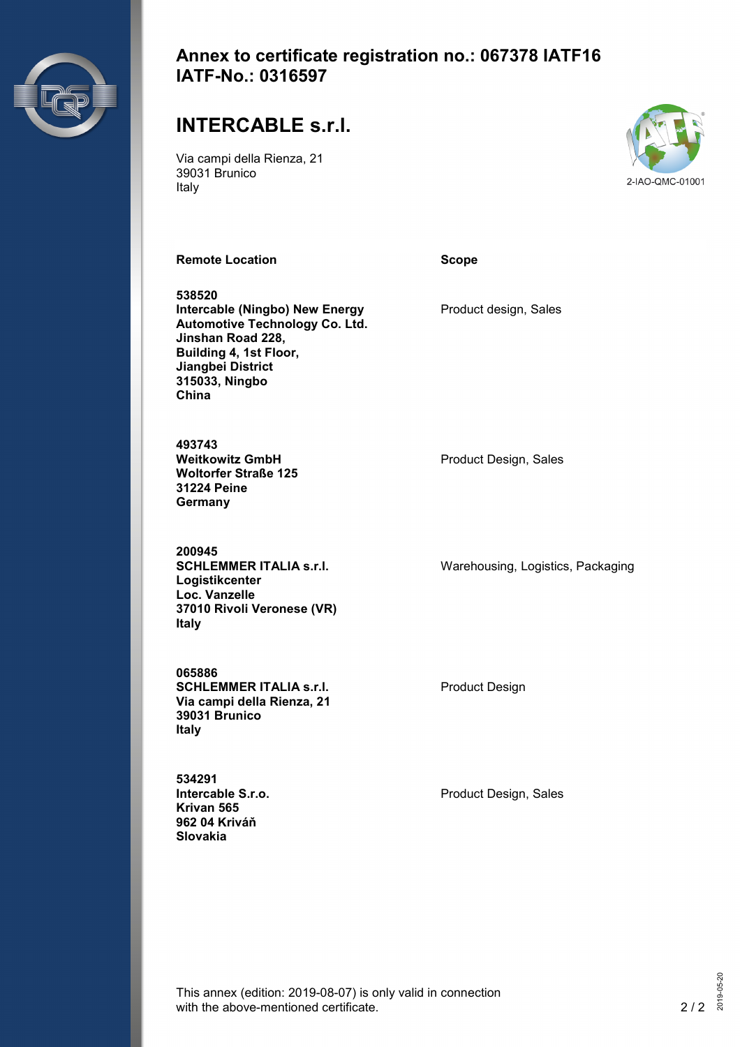# Annex to certificate registration no.: 067378 IATF16
# IATF-No.: 0316597

## INTERCABLE s.r.l.

Via campi della Rienza, 21
39031 Brunico
Italy

2-IAO-QMC-01001

| Remote Location | Scope |
|---|---|
| **538520**<br>**Intercable (Ningbo) New Energy Automotive Technology Co. Ltd.**<br>**Jinshan Road 228,**<br>**Building 4, 1st Floor,**<br>**Jiangbei District**<br>**315033, Ningbo**<br>**China** | Product design, Sales |
| **493743**<br>**Weitkowitz GmbH**<br>**Woltorfer Straße 125**<br>**31224 Peine**<br>**Germany** | Product Design, Sales |
| **200945**<br>**SCHLEMMER ITALIA s.r.l.**<br>**Logistikcenter**<br>**Loc. Vanzelle**<br>**37010 Rivoli Veronese (VR)**<br>**Italy** | Warehousing, Logistics, Packaging |
| **065886**<br>**SCHLEMMER ITALIA s.r.l.**<br>**Via campi della Rienza, 21**<br>**39031 Brunico**<br>**Italy** | Product Design |
| **534291**<br>**Intercable S.r.o.**<br>**Krivan 565**<br>**962 04 Kriváň**<br>**Slovakia** | Product Design, Sales |

This annex (edition: 2019-08-07) is only valid in connection with the above-mentioned certificate.